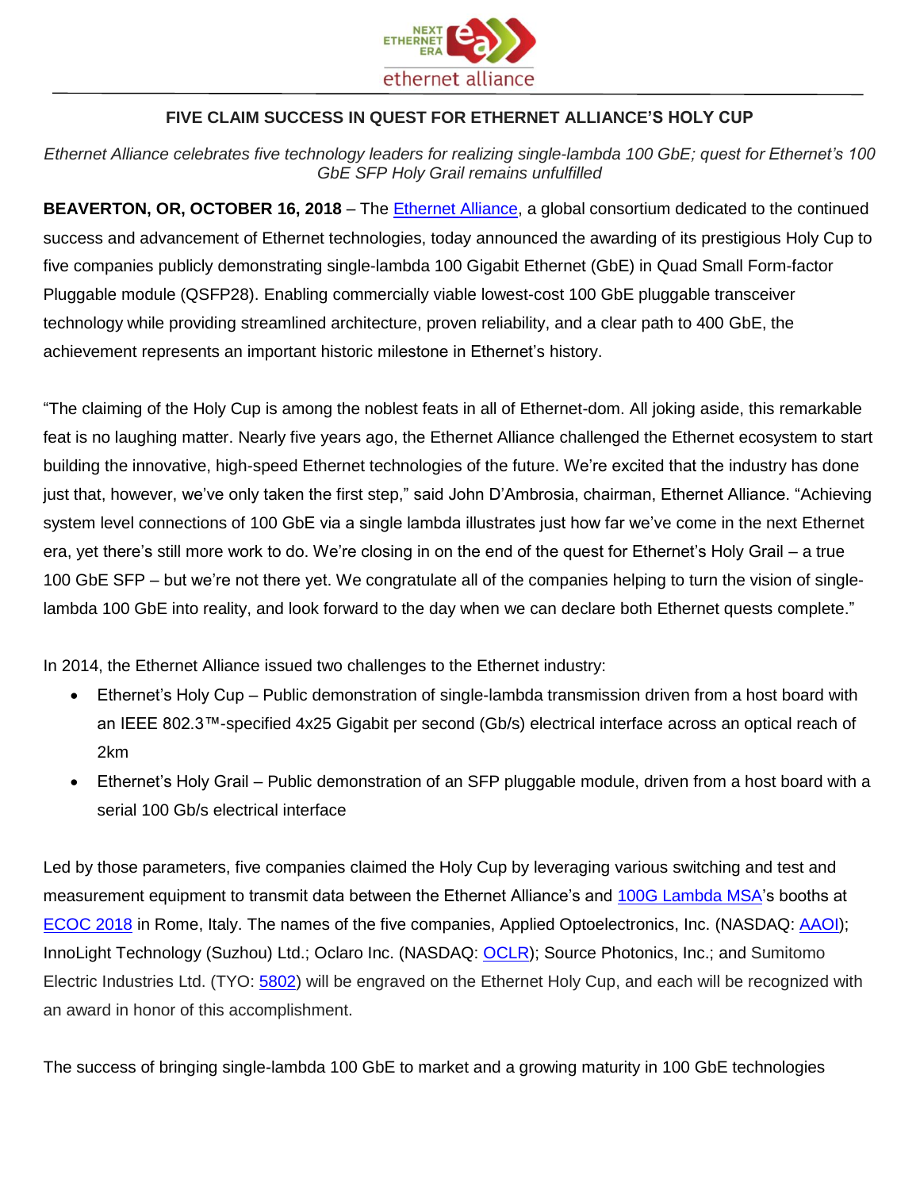## FIVE CLAIM SUCCESS IN QUEST FOR ETHERNET ALLIANCE'S HOLY CUP

*Ethernet Alliance celebrates five technology leaders for realizing single-lambda 100 GbE; quest for Ethernet's 100 GbE SFP Holy Grail remains unfulfilled*

**BEAVERTON, OR, OCTOBER 16, 2018** – The Ethernet Alliance, a global consortium dedicated to the continued success and advancement of Ethernet technologies, today announced the awarding of its prestigious Holy Cup to five companies publicly demonstrating single-lambda 100 Gigabit Ethernet (GbE) in Quad Small Form-factor Pluggable module (QSFP28). Enabling commercially viable lowest-cost 100 GbE pluggable transceiver technology while providing streamlined architecture, proven reliability, and a clear path to 400 GbE, the achievement represents an important historic milestone in Ethernet's history.

"The claiming of the Holy Cup is among the noblest feats in all of Ethernet-dom. All joking aside, this remarkable feat is no laughing matter. Nearly five years ago, the Ethernet Alliance challenged the Ethernet ecosystem to start building the innovative, high-speed Ethernet technologies of the future. We're excited that the industry has done just that, however, we've only taken the first step," said John D'Ambrosia, chairman, Ethernet Alliance. "Achieving system level connections of 100 GbE via a single lambda illustrates just how far we've come in the next Ethernet era, yet there's still more work to do. We're closing in on the end of the quest for Ethernet's Holy Grail – a true 100 GbE SFP – but we're not there yet. We congratulate all of the companies helping to turn the vision of single-lambda 100 GbE into reality, and look forward to the day when we can declare both Ethernet quests complete."

In 2014, the Ethernet Alliance issued two challenges to the Ethernet industry:

- Ethernet's Holy Cup – Public demonstration of single-lambda transmission driven from a host board with an IEEE 802.3™-specified 4x25 Gigabit per second (Gb/s) electrical interface across an optical reach of 2km
- Ethernet's Holy Grail – Public demonstration of an SFP pluggable module, driven from a host board with a serial 100 Gb/s electrical interface

Led by those parameters, five companies claimed the Holy Cup by leveraging various switching and test and measurement equipment to transmit data between the Ethernet Alliance's and 100G Lambda MSA's booths at ECOC 2018 in Rome, Italy. The names of the five companies, Applied Optoelectronics, Inc. (NASDAQ: AAOI); InnoLight Technology (Suzhou) Ltd.; Oclaro Inc. (NASDAQ: OCLR); Source Photonics, Inc.; and Sumitomo Electric Industries Ltd. (TYO: 5802) will be engraved on the Ethernet Holy Cup, and each will be recognized with an award in honor of this accomplishment.

The success of bringing single-lambda 100 GbE to market and a growing maturity in 100 GbE technologies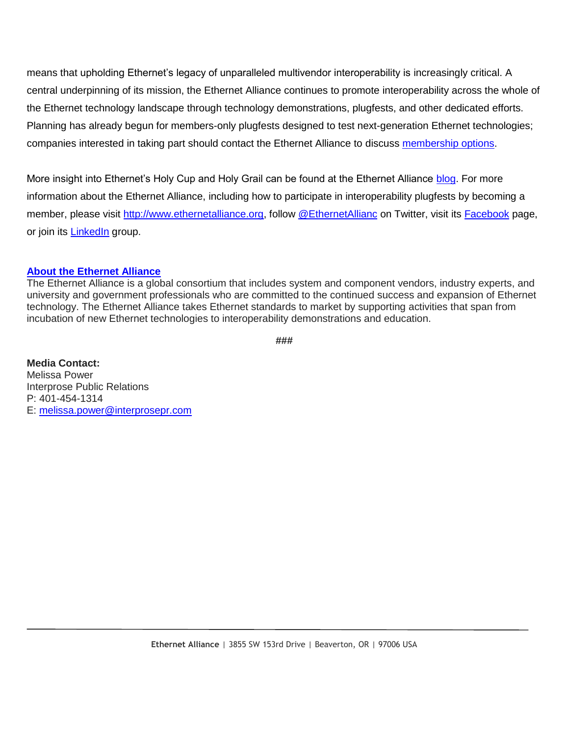means that upholding Ethernet's legacy of unparalleled multivendor interoperability is increasingly critical. A central underpinning of its mission, the Ethernet Alliance continues to promote interoperability across the whole of the Ethernet technology landscape through technology demonstrations, plugfests, and other dedicated efforts. Planning has already begun for members-only plugfests designed to test next-generation Ethernet technologies; companies interested in taking part should contact the Ethernet Alliance to discuss membership options.

More insight into Ethernet's Holy Cup and Holy Grail can be found at the Ethernet Alliance blog. For more information about the Ethernet Alliance, including how to participate in interoperability plugfests by becoming a member, please visit http://www.ethernetalliance.org, follow @EthernetAllianc on Twitter, visit its Facebook page, or join its LinkedIn group.

**About the Ethernet Alliance**

The Ethernet Alliance is a global consortium that includes system and component vendors, industry experts, and university and government professionals who are committed to the continued success and expansion of Ethernet technology. The Ethernet Alliance takes Ethernet standards to market by supporting activities that span from incubation of new Ethernet technologies to interoperability demonstrations and education.

###

**Media Contact:**
Melissa Power
Interprose Public Relations
P: 401-454-1314
E: melissa.power@interprosepr.com